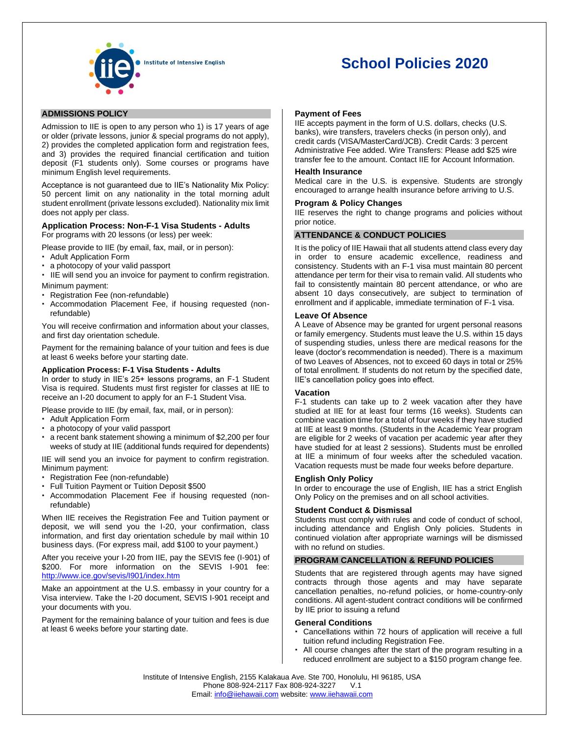Institute of Intensive English

# School Policies 2020

## ADMISSIONS POLICY

Admission to IIE is open to any person who 1) is 17 years of age or older (private lessons, junior & special programs do not apply), 2) provides the completed application form and registration fees, and 3) provides the required financial certification and tuition deposit (F1 students only). Some courses or programs have minimum English level requirements.

Acceptance is not guaranteed due to IIE's Nationality Mix Policy: 50 percent limit on any nationality in the total morning adult student enrollment (private lessons excluded). Nationality mix limit does not apply per class.

### Application Process: Non-F-1 Visa Students - Adults

For programs with 20 lessons (or less) per week:

Please provide to IIE (by email, fax, mail, or in person):

- Adult Application Form
- a photocopy of your valid passport
- IIE will send you an invoice for payment to confirm registration.

Minimum payment:

- Registration Fee (non-refundable)
- Accommodation Placement Fee, if housing requested (non-refundable)

You will receive confirmation and information about your classes, and first day orientation schedule.

Payment for the remaining balance of your tuition and fees is due at least 6 weeks before your starting date.

### Application Process: F-1 Visa Students - Adults

In order to study in IIE's 25+ lessons programs, an F-1 Student Visa is required. Students must first register for classes at IIE to receive an I-20 document to apply for an F-1 Student Visa.

Please provide to IIE (by email, fax, mail, or in person):

- Adult Application Form
- a photocopy of your valid passport
- a recent bank statement showing a minimum of $2,200 per four weeks of study at IIE (additional funds required for dependents)

IIE will send you an invoice for payment to confirm registration. Minimum payment:

- Registration Fee (non-refundable)
- Full Tuition Payment or Tuition Deposit $500
- Accommodation Placement Fee if housing requested (non-refundable)

When IIE receives the Registration Fee and Tuition payment or deposit, we will send you the I-20, your confirmation, class information, and first day orientation schedule by mail within 10 business days. (For express mail, add $100 to your payment.)

After you receive your I-20 from IIE, pay the SEVIS fee (I-901) of $200. For more information on the SEVIS I-901 fee: http://www.ice.gov/sevis/I901/index.htm

Make an appointment at the U.S. embassy in your country for a Visa interview. Take the I-20 document, SEVIS I-901 receipt and your documents with you.

Payment for the remaining balance of your tuition and fees is due at least 6 weeks before your starting date.

### Payment of Fees

IIE accepts payment in the form of U.S. dollars, checks (U.S. banks), wire transfers, travelers checks (in person only), and credit cards (VISA/MasterCard/JCB). Credit Cards: 3 percent Administrative Fee added. Wire Transfers: Please add $25 wire transfer fee to the amount. Contact IIE for Account Information.

### Health Insurance

Medical care in the U.S. is expensive. Students are strongly encouraged to arrange health insurance before arriving to U.S.

### Program & Policy Changes

IIE reserves the right to change programs and policies without prior notice.

## ATTENDANCE & CONDUCT POLICIES

It is the policy of IIE Hawaii that all students attend class every day in order to ensure academic excellence, readiness and consistency. Students with an F-1 visa must maintain 80 percent attendance per term for their visa to remain valid. All students who fail to consistently maintain 80 percent attendance, or who are absent 10 days consecutively, are subject to termination of enrollment and if applicable, immediate termination of F-1 visa.

### Leave Of Absence

A Leave of Absence may be granted for urgent personal reasons or family emergency. Students must leave the U.S. within 15 days of suspending studies, unless there are medical reasons for the leave (doctor's recommendation is needed). There is a maximum of two Leaves of Absences, not to exceed 60 days in total or 25% of total enrollment. If students do not return by the specified date, IIE's cancellation policy goes into effect.

### Vacation

F-1 students can take up to 2 week vacation after they have studied at IIE for at least four terms (16 weeks). Students can combine vacation time for a total of four weeks if they have studied at IIE at least 9 months. (Students in the Academic Year program are eligible for 2 weeks of vacation per academic year after they have studied for at least 2 sessions). Students must be enrolled at IIE a minimum of four weeks after the scheduled vacation. Vacation requests must be made four weeks before departure.

### English Only Policy

In order to encourage the use of English, IIE has a strict English Only Policy on the premises and on all school activities.

### Student Conduct & Dismissal

Students must comply with rules and code of conduct of school, including attendance and English Only policies. Students in continued violation after appropriate warnings will be dismissed with no refund on studies.

## PROGRAM CANCELLATION & REFUND POLICIES

Students that are registered through agents may have signed contracts through those agents and may have separate cancellation penalties, no-refund policies, or home-country-only conditions. All agent-student contract conditions will be confirmed by IIE prior to issuing a refund

### General Conditions

- Cancellations within 72 hours of application will receive a full tuition refund including Registration Fee.
- All course changes after the start of the program resulting in a reduced enrollment are subject to a $150 program change fee.

Institute of Intensive English, 2155 Kalakaua Ave. Ste 700, Honolulu, HI 96185, USA
Phone 808-924-2117 Fax 808-924-3227 V.1
Email: info@iiehawaii.com website: www.iiehawaii.com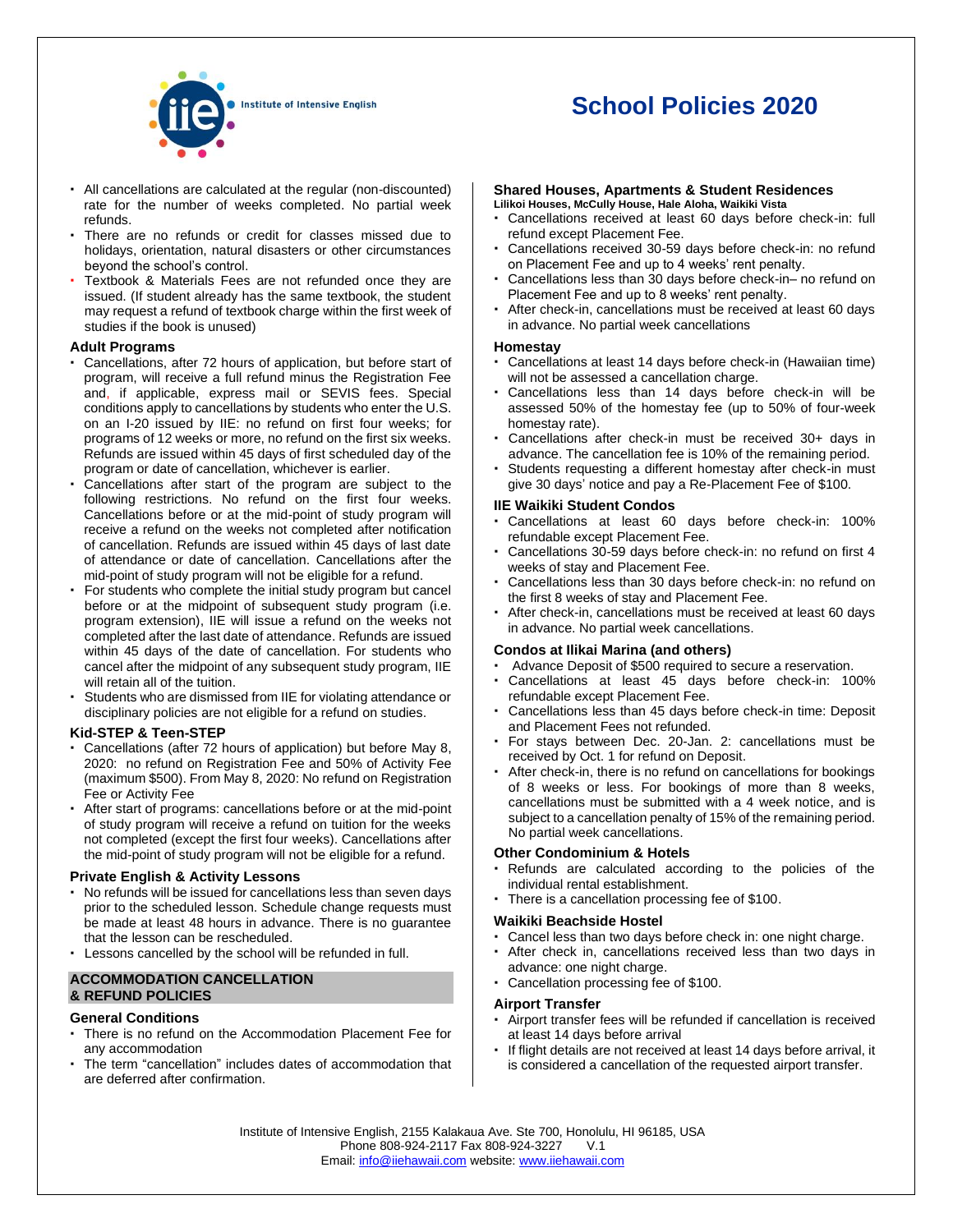# School Policies 2020

- All cancellations are calculated at the regular (non-discounted) rate for the number of weeks completed. No partial week refunds.
- There are no refunds or credit for classes missed due to holidays, orientation, natural disasters or other circumstances beyond the school's control.
- Textbook & Materials Fees are not refunded once they are issued. (If student already has the same textbook, the student may request a refund of textbook charge within the first week of studies if the book is unused)

### Adult Programs

- Cancellations, after 72 hours of application, but before start of program, will receive a full refund minus the Registration Fee and, if applicable, express mail or SEVIS fees. Special conditions apply to cancellations by students who enter the U.S. on an I-20 issued by IIE: no refund on first four weeks; for programs of 12 weeks or more, no refund on the first six weeks. Refunds are issued within 45 days of first scheduled day of the program or date of cancellation, whichever is earlier.
- Cancellations after start of the program are subject to the following restrictions. No refund on the first four weeks. Cancellations before or at the mid-point of study program will receive a refund on the weeks not completed after notification of cancellation. Refunds are issued within 45 days of last date of attendance or date of cancellation. Cancellations after the mid-point of study program will not be eligible for a refund.
- For students who complete the initial study program but cancel before or at the midpoint of subsequent study program (i.e. program extension), IIE will issue a refund on the weeks not completed after the last date of attendance. Refunds are issued within 45 days of the date of cancellation. For students who cancel after the midpoint of any subsequent study program, IIE will retain all of the tuition.
- Students who are dismissed from IIE for violating attendance or disciplinary policies are not eligible for a refund on studies.

### Kid-STEP & Teen-STEP

- Cancellations (after 72 hours of application) but before May 8, 2020: no refund on Registration Fee and 50% of Activity Fee (maximum $500). From May 8, 2020: No refund on Registration Fee or Activity Fee
- After start of programs: cancellations before or at the mid-point of study program will receive a refund on tuition for the weeks not completed (except the first four weeks). Cancellations after the mid-point of study program will not be eligible for a refund.

### Private English & Activity Lessons

- No refunds will be issued for cancellations less than seven days prior to the scheduled lesson. Schedule change requests must be made at least 48 hours in advance. There is no guarantee that the lesson can be rescheduled.
- Lessons cancelled by the school will be refunded in full.

## ACCOMMODATION CANCELLATION & REFUND POLICIES

### General Conditions

- There is no refund on the Accommodation Placement Fee for any accommodation
- The term "cancellation" includes dates of accommodation that are deferred after confirmation.

### Shared Houses, Apartments & Student Residences

**Lilikoi Houses, McCully House, Hale Aloha, Waikiki Vista**

- Cancellations received at least 60 days before check-in: full refund except Placement Fee.
- Cancellations received 30-59 days before check-in: no refund on Placement Fee and up to 4 weeks' rent penalty.
- Cancellations less than 30 days before check-in– no refund on Placement Fee and up to 8 weeks' rent penalty.
- After check-in, cancellations must be received at least 60 days in advance. No partial week cancellations

### Homestay

- Cancellations at least 14 days before check-in (Hawaiian time) will not be assessed a cancellation charge.
- Cancellations less than 14 days before check-in will be assessed 50% of the homestay fee (up to 50% of four-week homestay rate).
- Cancellations after check-in must be received 30+ days in advance. The cancellation fee is 10% of the remaining period.
- Students requesting a different homestay after check-in must give 30 days' notice and pay a Re-Placement Fee of $100.

### IIE Waikiki Student Condos

- Cancellations at least 60 days before check-in: 100% refundable except Placement Fee.
- Cancellations 30-59 days before check-in: no refund on first 4 weeks of stay and Placement Fee.
- Cancellations less than 30 days before check-in: no refund on the first 8 weeks of stay and Placement Fee.
- After check-in, cancellations must be received at least 60 days in advance. No partial week cancellations.

### Condos at Ilikai Marina (and others)

- Advance Deposit of $500 required to secure a reservation.
- Cancellations at least 45 days before check-in: 100% refundable except Placement Fee.
- Cancellations less than 45 days before check-in time: Deposit and Placement Fees not refunded.
- For stays between Dec. 20-Jan. 2: cancellations must be received by Oct. 1 for refund on Deposit.
- After check-in, there is no refund on cancellations for bookings of 8 weeks or less. For bookings of more than 8 weeks, cancellations must be submitted with a 4 week notice, and is subject to a cancellation penalty of 15% of the remaining period. No partial week cancellations.

### Other Condominium & Hotels

- Refunds are calculated according to the policies of the individual rental establishment.
- There is a cancellation processing fee of $100.

### Waikiki Beachside Hostel

- Cancel less than two days before check in: one night charge.
- After check in, cancellations received less than two days in advance: one night charge.
- Cancellation processing fee of $100.

### Airport Transfer

- Airport transfer fees will be refunded if cancellation is received at least 14 days before arrival
- If flight details are not received at least 14 days before arrival, it is considered a cancellation of the requested airport transfer.

Institute of Intensive English, 2155 Kalakaua Ave. Ste 700, Honolulu, HI 96185, USA
Phone 808-924-2117 Fax 808-924-3227 V.1
Email: info@iiehawaii.com website: www.iiehawaii.com